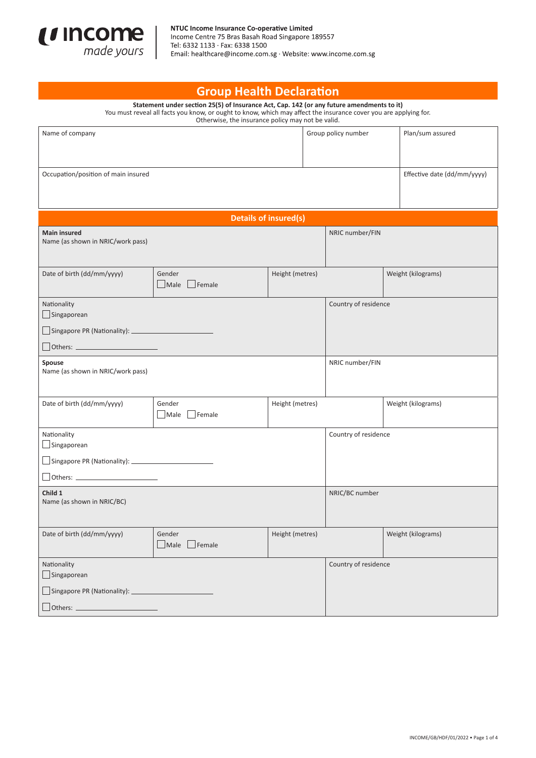**NTUC Income Insurance Co-operative Limited**
Income Centre 75 Bras Basah Road Singapore 189557
Tel: 6332 1133 · Fax: 6338 1500
Email: healthcare@income.com.sg · Website: www.income.com.sg

# Group Health Declaration

**Statement under section 25(5) of Insurance Act, Cap. 142 (or any future amendments to it)**
You must reveal all facts you know, or ought to know, which may affect the insurance cover you are applying for. Otherwise, the insurance policy may not be valid.

| Name of company | Group policy number | Plan/sum assured |
|---|---|---|
| | | |

| Occupation/position of main insured | Effective date (dd/mm/yyyy) |
|---|---|
| | |

## Details of insured(s)

**Main insured**

| Name (as shown in NRIC/work pass) | | | NRIC number/FIN |
|---|---|---|---|
| | | | |
| Date of birth (dd/mm/yyyy) | Gender ☐ Male ☐ Female | Height (metres) | Weight (kilograms) |

| Nationality | Country of residence |
|---|---|
| ☐ Singaporean<br>☐ Singapore PR (Nationality): ____________<br>☐ Others: ____________ | |

**Spouse**

| Name (as shown in NRIC/work pass) | | | NRIC number/FIN |
|---|---|---|---|
| | | | |
| Date of birth (dd/mm/yyyy) | Gender ☐ Male ☐ Female | Height (metres) | Weight (kilograms) |

| Nationality | Country of residence |
|---|---|
| ☐ Singaporean<br>☐ Singapore PR (Nationality): ____________<br>☐ Others: ____________ | |

**Child 1**

| Name (as shown in NRIC/BC) | | | NRIC/BC number |
|---|---|---|---|
| | | | |
| Date of birth (dd/mm/yyyy) | Gender ☐ Male ☐ Female | Height (metres) | Weight (kilograms) |

| Nationality | Country of residence |
|---|---|
| ☐ Singaporean<br>☐ Singapore PR (Nationality): ____________<br>☐ Others: ____________ | |

INCOME/GB/HDF/01/2022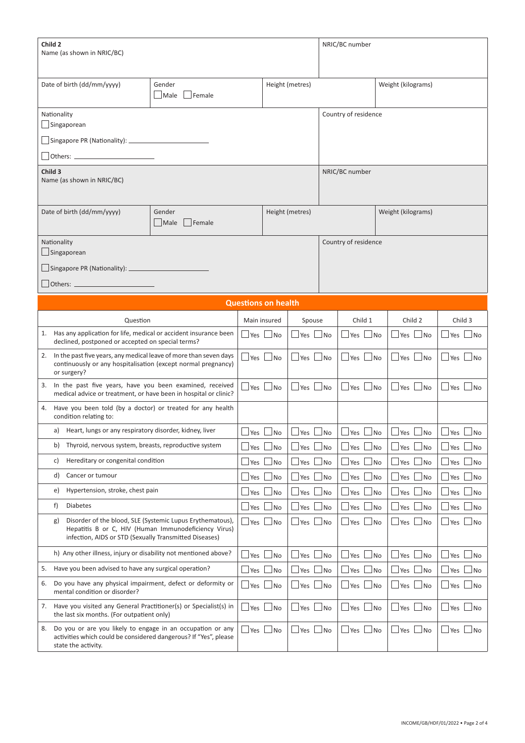| **Child 2**<br>Name (as shown in NRIC/BC) | | | NRIC/BC number | |
|---|---|---|---|---|
| Date of birth (dd/mm/yyyy) | Gender<br>☐ Male ☐ Female | Height (metres) | | Weight (kilograms) |
| Nationality<br>☐ Singaporean<br>☐ Singapore PR (Nationality): ______<br>☐ Others: ______ | | | Country of residence | |

| **Child 3**<br>Name (as shown in NRIC/BC) | | | NRIC/BC number | |
|---|---|---|---|---|
| Date of birth (dd/mm/yyyy) | Gender<br>☐ Male ☐ Female | Height (metres) | | Weight (kilograms) |
| Nationality<br>☐ Singaporean<br>☐ Singapore PR (Nationality): ______<br>☐ Others: ______ | | | Country of residence | |

## Questions on health

| Question | Main insured | Spouse | Child 1 | Child 2 | Child 3 |
|---|---|---|---|---|---|
| 1. Has any application for life, medical or accident insurance been declined, postponed or accepted on special terms? | ☐ Yes ☐ No | ☐ Yes ☐ No | ☐ Yes ☐ No | ☐ Yes ☐ No | ☐ Yes ☐ No |
| 2. In the past five years, any medical leave of more than seven days continuously or any hospitalisation (except normal pregnancy) or surgery? | ☐ Yes ☐ No | ☐ Yes ☐ No | ☐ Yes ☐ No | ☐ Yes ☐ No | ☐ Yes ☐ No |
| 3. In the past five years, have you been examined, received medical advice or treatment, or have been in hospital or clinic? | ☐ Yes ☐ No | ☐ Yes ☐ No | ☐ Yes ☐ No | ☐ Yes ☐ No | ☐ Yes ☐ No |
| 4. Have you been told (by a doctor) or treated for any health condition relating to: | | | | | |
| a) Heart, lungs or any respiratory disorder, kidney, liver | ☐ Yes ☐ No | ☐ Yes ☐ No | ☐ Yes ☐ No | ☐ Yes ☐ No | ☐ Yes ☐ No |
| b) Thyroid, nervous system, breasts, reproductive system | ☐ Yes ☐ No | ☐ Yes ☐ No | ☐ Yes ☐ No | ☐ Yes ☐ No | ☐ Yes ☐ No |
| c) Hereditary or congenital condition | ☐ Yes ☐ No | ☐ Yes ☐ No | ☐ Yes ☐ No | ☐ Yes ☐ No | ☐ Yes ☐ No |
| d) Cancer or tumour | ☐ Yes ☐ No | ☐ Yes ☐ No | ☐ Yes ☐ No | ☐ Yes ☐ No | ☐ Yes ☐ No |
| e) Hypertension, stroke, chest pain | ☐ Yes ☐ No | ☐ Yes ☐ No | ☐ Yes ☐ No | ☐ Yes ☐ No | ☐ Yes ☐ No |
| f) Diabetes | ☐ Yes ☐ No | ☐ Yes ☐ No | ☐ Yes ☐ No | ☐ Yes ☐ No | ☐ Yes ☐ No |
| g) Disorder of the blood, SLE (Systemic Lupus Erythematous), Hepatitis B or C, HIV (Human Immunodeficiency Virus) infection, AIDS or STD (Sexually Transmitted Diseases) | ☐ Yes ☐ No | ☐ Yes ☐ No | ☐ Yes ☐ No | ☐ Yes ☐ No | ☐ Yes ☐ No |
| h) Any other illness, injury or disability not mentioned above? | ☐ Yes ☐ No | ☐ Yes ☐ No | ☐ Yes ☐ No | ☐ Yes ☐ No | ☐ Yes ☐ No |
| 5. Have you been advised to have any surgical operation? | ☐ Yes ☐ No | ☐ Yes ☐ No | ☐ Yes ☐ No | ☐ Yes ☐ No | ☐ Yes ☐ No |
| 6. Do you have any physical impairment, defect or deformity or mental condition or disorder? | ☐ Yes ☐ No | ☐ Yes ☐ No | ☐ Yes ☐ No | ☐ Yes ☐ No | ☐ Yes ☐ No |
| 7. Have you visited any General Practitioner(s) or Specialist(s) in the last six months. (For outpatient only) | ☐ Yes ☐ No | ☐ Yes ☐ No | ☐ Yes ☐ No | ☐ Yes ☐ No | ☐ Yes ☐ No |
| 8. Do you or are you likely to engage in an occupation or any activities which could be considered dangerous? If "Yes", please state the activity. | ☐ Yes ☐ No | ☐ Yes ☐ No | ☐ Yes ☐ No | ☐ Yes ☐ No | ☐ Yes ☐ No |

INCOME/GB/HDF/01/2022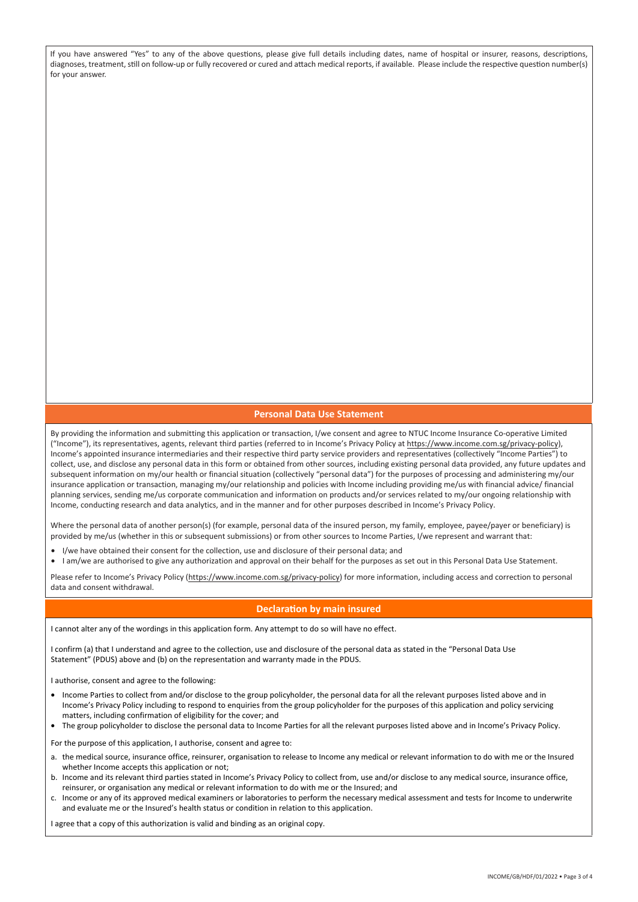If you have answered "Yes" to any of the above questions, please give full details including dates, name of hospital or insurer, reasons, descriptions, diagnoses, treatment, still on follow-up or fully recovered or cured and attach medical reports, if available. Please include the respective question number(s) for your answer.

## Personal Data Use Statement

By providing the information and submitting this application or transaction, I/we consent and agree to NTUC Income Insurance Co-operative Limited ("Income"), its representatives, agents, relevant third parties (referred to in Income's Privacy Policy at https://www.income.com.sg/privacy-policy), Income's appointed insurance intermediaries and their respective third party service providers and representatives (collectively "Income Parties") to collect, use, and disclose any personal data in this form or obtained from other sources, including existing personal data provided, any future updates and subsequent information on my/our health or financial situation (collectively "personal data") for the purposes of processing and administering my/our insurance application or transaction, managing my/our relationship and policies with Income including providing me/us with financial advice/ financial planning services, sending me/us corporate communication and information on products and/or services related to my/our ongoing relationship with Income, conducting research and data analytics, and in the manner and for other purposes described in Income's Privacy Policy.

Where the personal data of another person(s) (for example, personal data of the insured person, my family, employee, payee/payer or beneficiary) is provided by me/us (whether in this or subsequent submissions) or from other sources to Income Parties, I/we represent and warrant that:

- I/we have obtained their consent for the collection, use and disclosure of their personal data; and
- I am/we are authorised to give any authorization and approval on their behalf for the purposes as set out in this Personal Data Use Statement.

Please refer to Income's Privacy Policy (https://www.income.com.sg/privacy-policy) for more information, including access and correction to personal data and consent withdrawal.

## Declaration by main insured

I cannot alter any of the wordings in this application form. Any attempt to do so will have no effect.

I confirm (a) that I understand and agree to the collection, use and disclosure of the personal data as stated in the "Personal Data Use Statement" (PDUS) above and (b) on the representation and warranty made in the PDUS.

I authorise, consent and agree to the following:

- Income Parties to collect from and/or disclose to the group policyholder, the personal data for all the relevant purposes listed above and in Income's Privacy Policy including to respond to enquiries from the group policyholder for the purposes of this application and policy servicing matters, including confirmation of eligibility for the cover; and
- The group policyholder to disclose the personal data to Income Parties for all the relevant purposes listed above and in Income's Privacy Policy.

For the purpose of this application, I authorise, consent and agree to:

a. the medical source, insurance office, reinsurer, organisation to release to Income any medical or relevant information to do with me or the Insured whether Income accepts this application or not;
b. Income and its relevant third parties stated in Income's Privacy Policy to collect from, use and/or disclose to any medical source, insurance office, reinsurer, or organisation any medical or relevant information to do with me or the Insured; and
c. Income or any of its approved medical examiners or laboratories to perform the necessary medical assessment and tests for Income to underwrite and evaluate me or the Insured's health status or condition in relation to this application.

I agree that a copy of this authorization is valid and binding as an original copy.

INCOME/GB/HDF/01/2022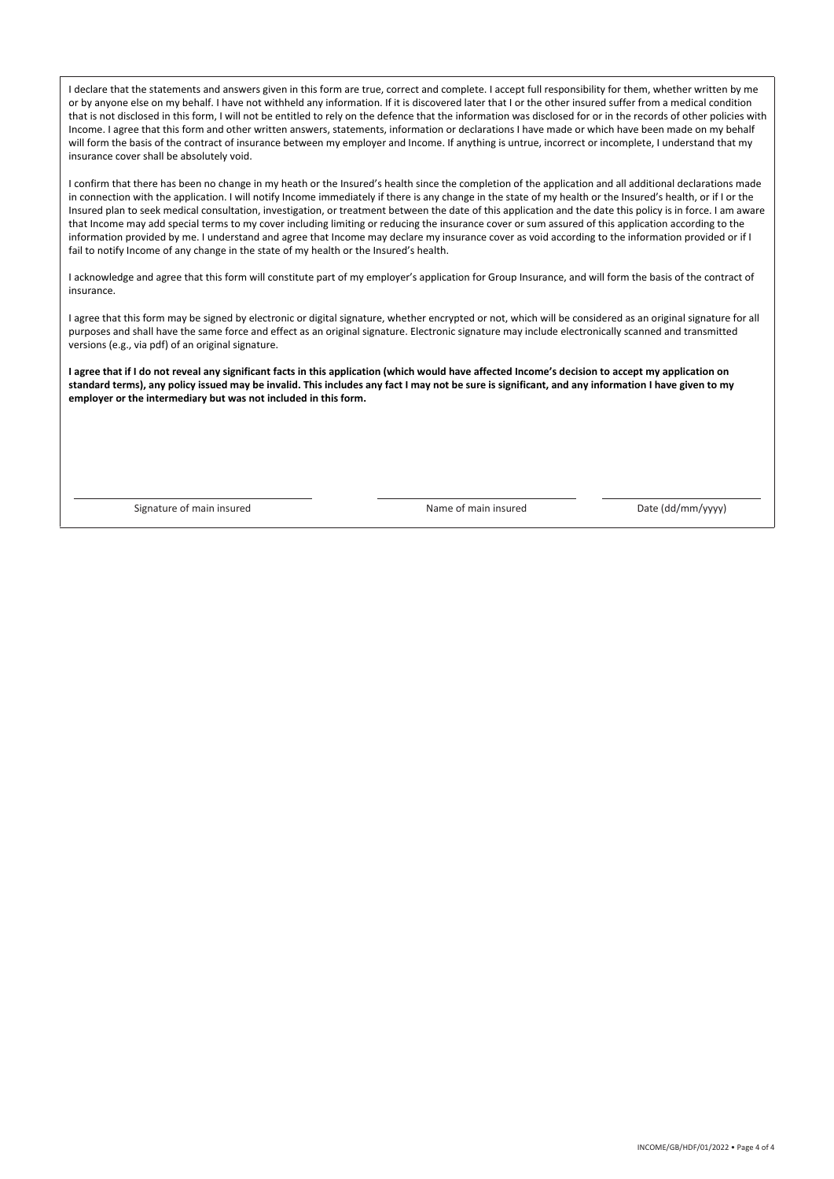I declare that the statements and answers given in this form are true, correct and complete. I accept full responsibility for them, whether written by me or by anyone else on my behalf. I have not withheld any information. If it is discovered later that I or the other insured suffer from a medical condition that is not disclosed in this form, I will not be entitled to rely on the defence that the information was disclosed for or in the records of other policies with Income. I agree that this form and other written answers, statements, information or declarations I have made or which have been made on my behalf will form the basis of the contract of insurance between my employer and Income. If anything is untrue, incorrect or incomplete, I understand that my insurance cover shall be absolutely void.

I confirm that there has been no change in my heath or the Insured's health since the completion of the application and all additional declarations made in connection with the application. I will notify Income immediately if there is any change in the state of my health or the Insured's health, or if I or the Insured plan to seek medical consultation, investigation, or treatment between the date of this application and the date this policy is in force. I am aware that Income may add special terms to my cover including limiting or reducing the insurance cover or sum assured of this application according to the information provided by me. I understand and agree that Income may declare my insurance cover as void according to the information provided or if I fail to notify Income of any change in the state of my health or the Insured's health.

I acknowledge and agree that this form will constitute part of my employer's application for Group Insurance, and will form the basis of the contract of insurance.

I agree that this form may be signed by electronic or digital signature, whether encrypted or not, which will be considered as an original signature for all purposes and shall have the same force and effect as an original signature. Electronic signature may include electronically scanned and transmitted versions (e.g., via pdf) of an original signature.

**I agree that if I do not reveal any significant facts in this application (which would have affected Income's decision to accept my application on standard terms), any policy issued may be invalid. This includes any fact I may not be sure is significant, and any information I have given to my employer or the intermediary but was not included in this form.**

| | | |
|---|---|---|
| Signature of main insured | Name of main insured | Date (dd/mm/yyyy) |

INCOME/GB/HDF/01/2022